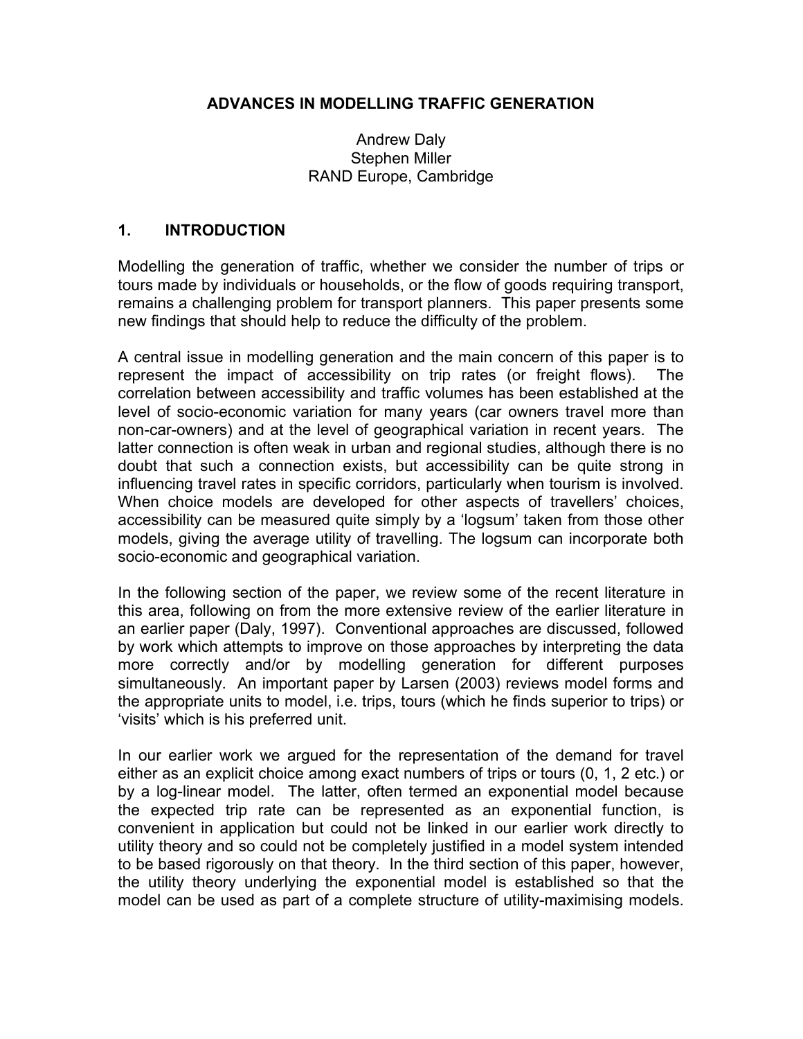# ADVANCES IN MODELLING TRAFFIC GENERATION

Andrew Daly
Stephen Miller
RAND Europe, Cambridge

## 1. INTRODUCTION

Modelling the generation of traffic, whether we consider the number of trips or tours made by individuals or households, or the flow of goods requiring transport, remains a challenging problem for transport planners. This paper presents some new findings that should help to reduce the difficulty of the problem.

A central issue in modelling generation and the main concern of this paper is to represent the impact of accessibility on trip rates (or freight flows). The correlation between accessibility and traffic volumes has been established at the level of socio-economic variation for many years (car owners travel more than non-car-owners) and at the level of geographical variation in recent years. The latter connection is often weak in urban and regional studies, although there is no doubt that such a connection exists, but accessibility can be quite strong in influencing travel rates in specific corridors, particularly when tourism is involved. When choice models are developed for other aspects of travellers' choices, accessibility can be measured quite simply by a 'logsum' taken from those other models, giving the average utility of travelling. The logsum can incorporate both socio-economic and geographical variation.

In the following section of the paper, we review some of the recent literature in this area, following on from the more extensive review of the earlier literature in an earlier paper (Daly, 1997). Conventional approaches are discussed, followed by work which attempts to improve on those approaches by interpreting the data more correctly and/or by modelling generation for different purposes simultaneously. An important paper by Larsen (2003) reviews model forms and the appropriate units to model, i.e. trips, tours (which he finds superior to trips) or 'visits' which is his preferred unit.

In our earlier work we argued for the representation of the demand for travel either as an explicit choice among exact numbers of trips or tours (0, 1, 2 etc.) or by a log-linear model. The latter, often termed an exponential model because the expected trip rate can be represented as an exponential function, is convenient in application but could not be linked in our earlier work directly to utility theory and so could not be completely justified in a model system intended to be based rigorously on that theory. In the third section of this paper, however, the utility theory underlying the exponential model is established so that the model can be used as part of a complete structure of utility-maximising models.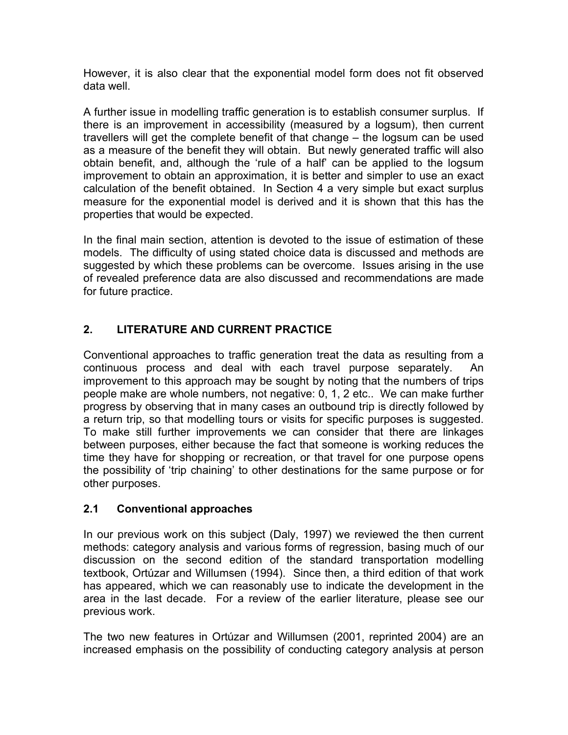However, it is also clear that the exponential model form does not fit observed data well.

A further issue in modelling traffic generation is to establish consumer surplus. If there is an improvement in accessibility (measured by a logsum), then current travellers will get the complete benefit of that change – the logsum can be used as a measure of the benefit they will obtain. But newly generated traffic will also obtain benefit, and, although the 'rule of a half' can be applied to the logsum improvement to obtain an approximation, it is better and simpler to use an exact calculation of the benefit obtained. In Section 4 a very simple but exact surplus measure for the exponential model is derived and it is shown that this has the properties that would be expected.

In the final main section, attention is devoted to the issue of estimation of these models. The difficulty of using stated choice data is discussed and methods are suggested by which these problems can be overcome. Issues arising in the use of revealed preference data are also discussed and recommendations are made for future practice.

## 2. LITERATURE AND CURRENT PRACTICE

Conventional approaches to traffic generation treat the data as resulting from a continuous process and deal with each travel purpose separately. An improvement to this approach may be sought by noting that the numbers of trips people make are whole numbers, not negative: 0, 1, 2 etc.. We can make further progress by observing that in many cases an outbound trip is directly followed by a return trip, so that modelling tours or visits for specific purposes is suggested. To make still further improvements we can consider that there are linkages between purposes, either because the fact that someone is working reduces the time they have for shopping or recreation, or that travel for one purpose opens the possibility of 'trip chaining' to other destinations for the same purpose or for other purposes.

### 2.1 Conventional approaches

In our previous work on this subject (Daly, 1997) we reviewed the then current methods: category analysis and various forms of regression, basing much of our discussion on the second edition of the standard transportation modelling textbook, Ortúzar and Willumsen (1994). Since then, a third edition of that work has appeared, which we can reasonably use to indicate the development in the area in the last decade. For a review of the earlier literature, please see our previous work.

The two new features in Ortúzar and Willumsen (2001, reprinted 2004) are an increased emphasis on the possibility of conducting category analysis at person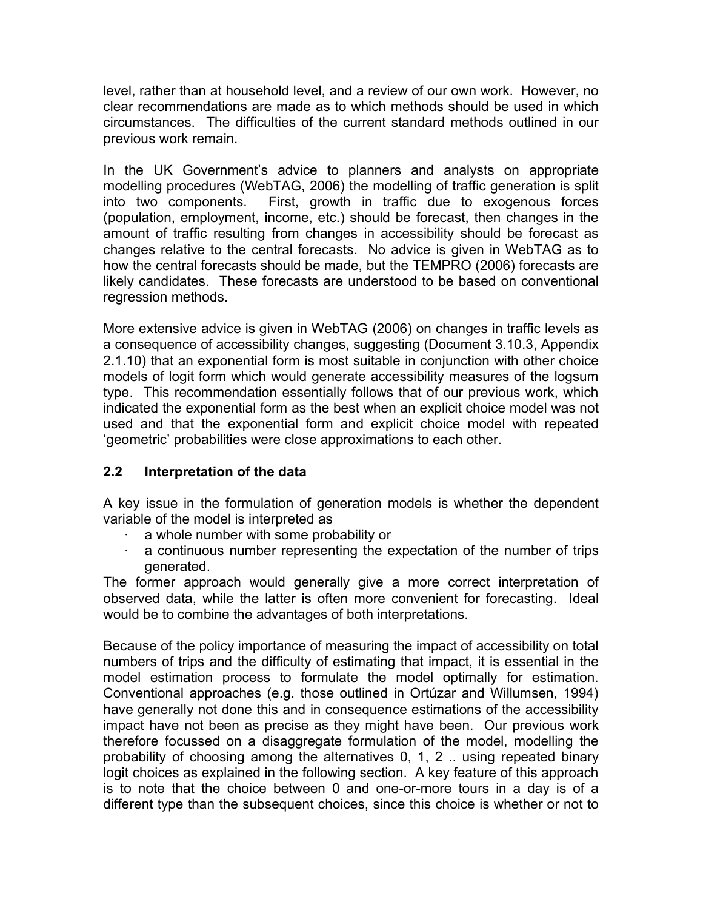level, rather than at household level, and a review of our own work. However, no clear recommendations are made as to which methods should be used in which circumstances. The difficulties of the current standard methods outlined in our previous work remain.

In the UK Government's advice to planners and analysts on appropriate modelling procedures (WebTAG, 2006) the modelling of traffic generation is split into two components. First, growth in traffic due to exogenous forces (population, employment, income, etc.) should be forecast, then changes in the amount of traffic resulting from changes in accessibility should be forecast as changes relative to the central forecasts. No advice is given in WebTAG as to how the central forecasts should be made, but the TEMPRO (2006) forecasts are likely candidates. These forecasts are understood to be based on conventional regression methods.

More extensive advice is given in WebTAG (2006) on changes in traffic levels as a consequence of accessibility changes, suggesting (Document 3.10.3, Appendix 2.1.10) that an exponential form is most suitable in conjunction with other choice models of logit form which would generate accessibility measures of the logsum type. This recommendation essentially follows that of our previous work, which indicated the exponential form as the best when an explicit choice model was not used and that the exponential form and explicit choice model with repeated 'geometric' probabilities were close approximations to each other.

## 2.2 Interpretation of the data

A key issue in the formulation of generation models is whether the dependent variable of the model is interpreted as

- a whole number with some probability or
- a continuous number representing the expectation of the number of trips generated.

The former approach would generally give a more correct interpretation of observed data, while the latter is often more convenient for forecasting. Ideal would be to combine the advantages of both interpretations.

Because of the policy importance of measuring the impact of accessibility on total numbers of trips and the difficulty of estimating that impact, it is essential in the model estimation process to formulate the model optimally for estimation. Conventional approaches (e.g. those outlined in Ortúzar and Willumsen, 1994) have generally not done this and in consequence estimations of the accessibility impact have not been as precise as they might have been. Our previous work therefore focussed on a disaggregate formulation of the model, modelling the probability of choosing among the alternatives 0, 1, 2 .. using repeated binary logit choices as explained in the following section. A key feature of this approach is to note that the choice between 0 and one-or-more tours in a day is of a different type than the subsequent choices, since this choice is whether or not to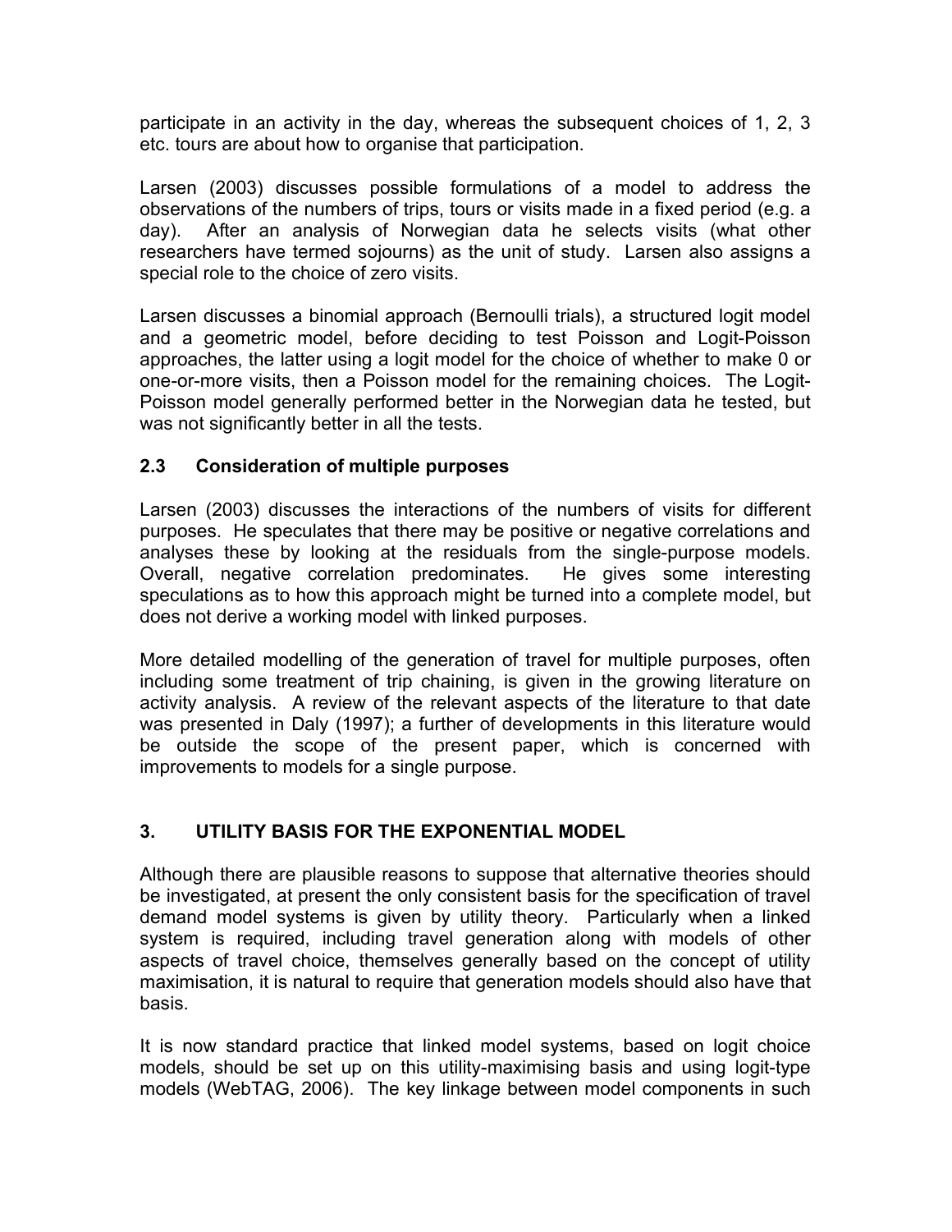participate in an activity in the day, whereas the subsequent choices of 1, 2, 3 etc. tours are about how to organise that participation.

Larsen (2003) discusses possible formulations of a model to address the observations of the numbers of trips, tours or visits made in a fixed period (e.g. a day). After an analysis of Norwegian data he selects visits (what other researchers have termed sojourns) as the unit of study. Larsen also assigns a special role to the choice of zero visits.

Larsen discusses a binomial approach (Bernoulli trials), a structured logit model and a geometric model, before deciding to test Poisson and Logit-Poisson approaches, the latter using a logit model for the choice of whether to make 0 or one-or-more visits, then a Poisson model for the remaining choices. The Logit-Poisson model generally performed better in the Norwegian data he tested, but was not significantly better in all the tests.

### 2.3 Consideration of multiple purposes

Larsen (2003) discusses the interactions of the numbers of visits for different purposes. He speculates that there may be positive or negative correlations and analyses these by looking at the residuals from the single-purpose models. Overall, negative correlation predominates. He gives some interesting speculations as to how this approach might be turned into a complete model, but does not derive a working model with linked purposes.

More detailed modelling of the generation of travel for multiple purposes, often including some treatment of trip chaining, is given in the growing literature on activity analysis. A review of the relevant aspects of the literature to that date was presented in Daly (1997); a further of developments in this literature would be outside the scope of the present paper, which is concerned with improvements to models for a single purpose.

## 3. UTILITY BASIS FOR THE EXPONENTIAL MODEL

Although there are plausible reasons to suppose that alternative theories should be investigated, at present the only consistent basis for the specification of travel demand model systems is given by utility theory. Particularly when a linked system is required, including travel generation along with models of other aspects of travel choice, themselves generally based on the concept of utility maximisation, it is natural to require that generation models should also have that basis.

It is now standard practice that linked model systems, based on logit choice models, should be set up on this utility-maximising basis and using logit-type models (WebTAG, 2006). The key linkage between model components in such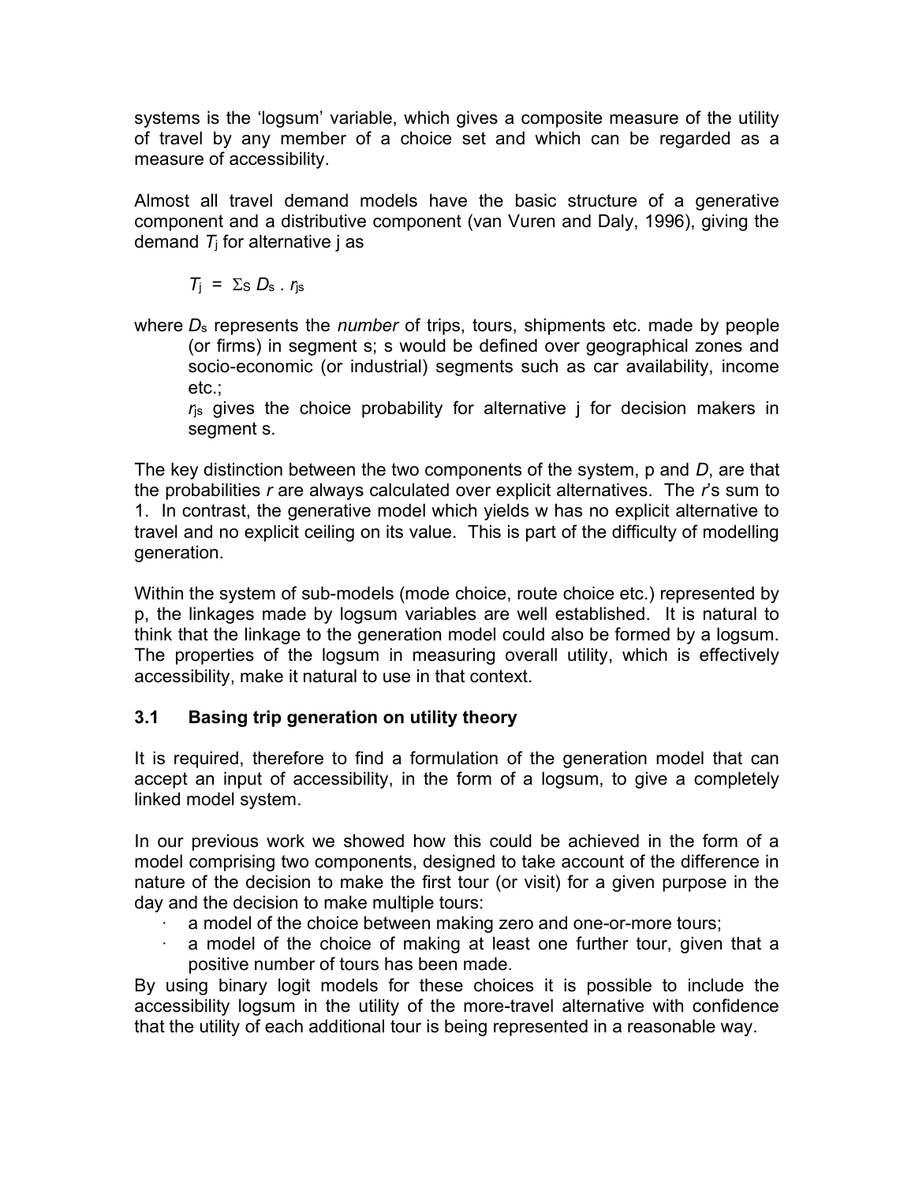systems is the 'logsum' variable, which gives a composite measure of the utility of travel by any member of a choice set and which can be regarded as a measure of accessibility.

Almost all travel demand models have the basic structure of a generative component and a distributive component (van Vuren and Daly, 1996), giving the demand $T_j$ for alternative j as

$$T_j = \Sigma_S D_s \cdot r_{js}$$

where $D_s$ represents the *number* of trips, tours, shipments etc. made by people (or firms) in segment s; s would be defined over geographical zones and socio-economic (or industrial) segments such as car availability, income etc.;

$r_{js}$ gives the choice probability for alternative j for decision makers in segment s.

The key distinction between the two components of the system, p and $D$, are that the probabilities $r$ are always calculated over explicit alternatives. The $r$'s sum to 1. In contrast, the generative model which yields w has no explicit alternative to travel and no explicit ceiling on its value. This is part of the difficulty of modelling generation.

Within the system of sub-models (mode choice, route choice etc.) represented by p, the linkages made by logsum variables are well established. It is natural to think that the linkage to the generation model could also be formed by a logsum. The properties of the logsum in measuring overall utility, which is effectively accessibility, make it natural to use in that context.

### 3.1 Basing trip generation on utility theory

It is required, therefore to find a formulation of the generation model that can accept an input of accessibility, in the form of a logsum, to give a completely linked model system.

In our previous work we showed how this could be achieved in the form of a model comprising two components, designed to take account of the difference in nature of the decision to make the first tour (or visit) for a given purpose in the day and the decision to make multiple tours:

- a model of the choice between making zero and one-or-more tours;
- a model of the choice of making at least one further tour, given that a positive number of tours has been made.

By using binary logit models for these choices it is possible to include the accessibility logsum in the utility of the more-travel alternative with confidence that the utility of each additional tour is being represented in a reasonable way.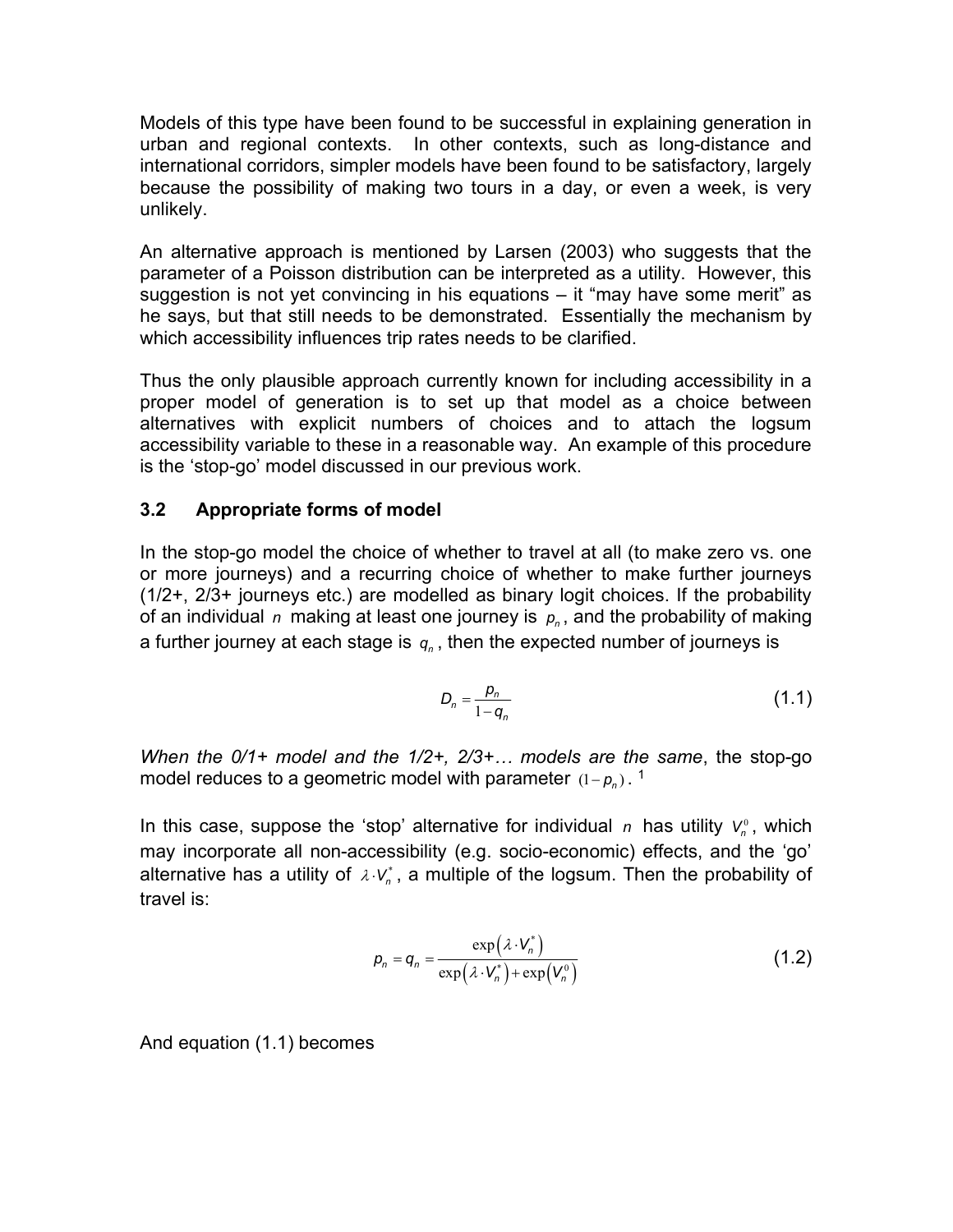Models of this type have been found to be successful in explaining generation in urban and regional contexts. In other contexts, such as long-distance and international corridors, simpler models have been found to be satisfactory, largely because the possibility of making two tours in a day, or even a week, is very unlikely.

An alternative approach is mentioned by Larsen (2003) who suggests that the parameter of a Poisson distribution can be interpreted as a utility. However, this suggestion is not yet convincing in his equations – it "may have some merit" as he says, but that still needs to be demonstrated. Essentially the mechanism by which accessibility influences trip rates needs to be clarified.

Thus the only plausible approach currently known for including accessibility in a proper model of generation is to set up that model as a choice between alternatives with explicit numbers of choices and to attach the logsum accessibility variable to these in a reasonable way. An example of this procedure is the 'stop-go' model discussed in our previous work.

### 3.2 Appropriate forms of model

In the stop-go model the choice of whether to travel at all (to make zero vs. one or more journeys) and a recurring choice of whether to make further journeys (1/2+, 2/3+ journeys etc.) are modelled as binary logit choices. If the probability of an individual $n$ making at least one journey is $p_n$, and the probability of making a further journey at each stage is $q_n$, then the expected number of journeys is

$$D_n = \frac{p_n}{1-q_n} \tag{1.1}$$

*When the 0/1+ model and the 1/2+, 2/3+… models are the same*, the stop-go model reduces to a geometric model with parameter $(1-p_n)$. [1]

In this case, suppose the 'stop' alternative for individual $n$ has utility $V_n^0$, which may incorporate all non-accessibility (e.g. socio-economic) effects, and the 'go' alternative has a utility of $\lambda \cdot V_n^*$, a multiple of the logsum. Then the probability of travel is:

$$p_n = q_n = \frac{\exp\left(\lambda \cdot V_n^*\right)}{\exp\left(\lambda \cdot V_n^*\right) + \exp\left(V_n^0\right)} \tag{1.2}$$

And equation (1.1) becomes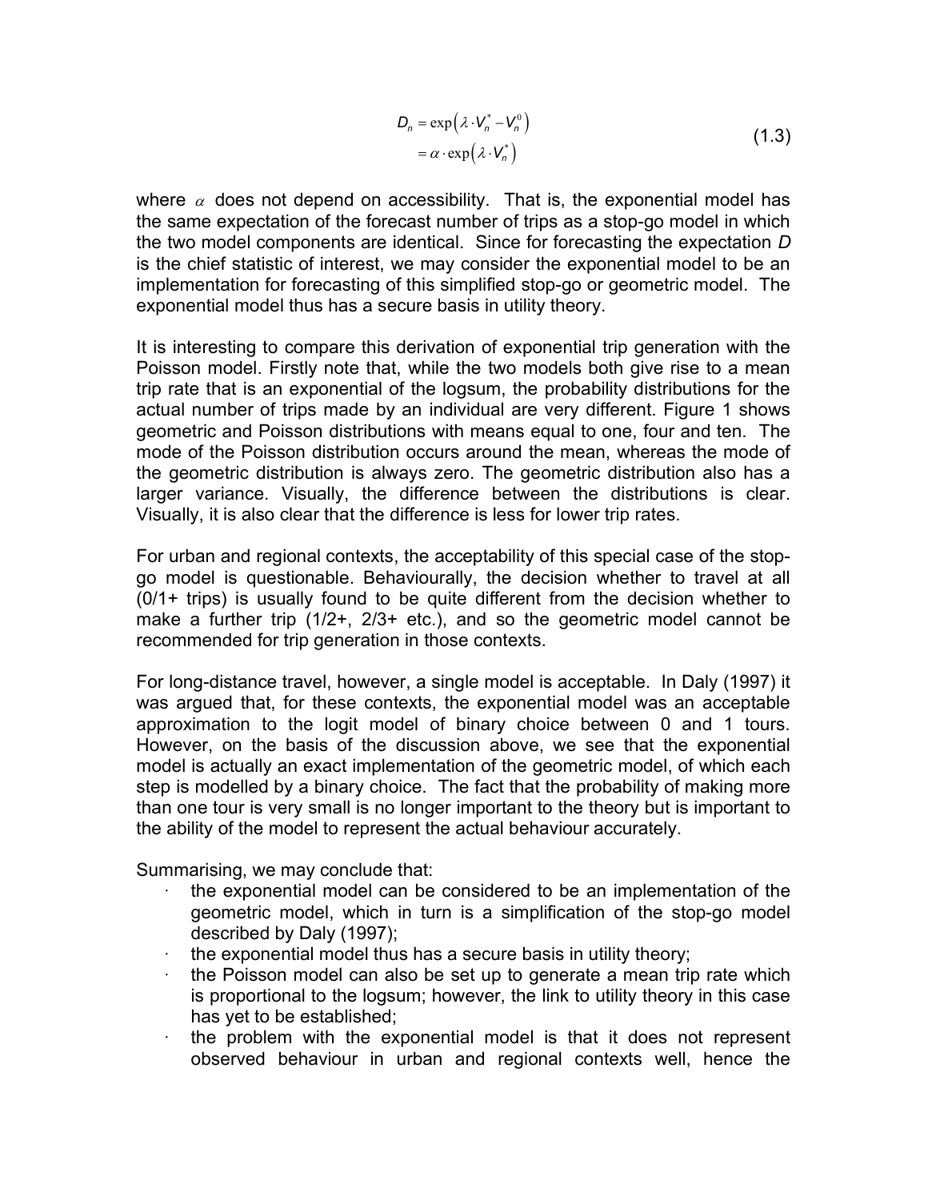$$D_n = \exp\left(\lambda \cdot V_n^* - V_n^0\right) \\ = \alpha \cdot \exp\left(\lambda \cdot V_n^*\right) \tag{1.3}$$

where $\alpha$ does not depend on accessibility. That is, the exponential model has the same expectation of the forecast number of trips as a stop-go model in which the two model components are identical. Since for forecasting the expectation *D* is the chief statistic of interest, we may consider the exponential model to be an implementation for forecasting of this simplified stop-go or geometric model. The exponential model thus has a secure basis in utility theory.

It is interesting to compare this derivation of exponential trip generation with the Poisson model. Firstly note that, while the two models both give rise to a mean trip rate that is an exponential of the logsum, the probability distributions for the actual number of trips made by an individual are very different. Figure 1 shows geometric and Poisson distributions with means equal to one, four and ten. The mode of the Poisson distribution occurs around the mean, whereas the mode of the geometric distribution is always zero. The geometric distribution also has a larger variance. Visually, the difference between the distributions is clear. Visually, it is also clear that the difference is less for lower trip rates.

For urban and regional contexts, the acceptability of this special case of the stop-go model is questionable. Behaviourally, the decision whether to travel at all (0/1+ trips) is usually found to be quite different from the decision whether to make a further trip (1/2+, 2/3+ etc.), and so the geometric model cannot be recommended for trip generation in those contexts.

For long-distance travel, however, a single model is acceptable. In Daly (1997) it was argued that, for these contexts, the exponential model was an acceptable approximation to the logit model of binary choice between 0 and 1 tours. However, on the basis of the discussion above, we see that the exponential model is actually an exact implementation of the geometric model, of which each step is modelled by a binary choice. The fact that the probability of making more than one tour is very small is no longer important to the theory but is important to the ability of the model to represent the actual behaviour accurately.

Summarising, we may conclude that:

- the exponential model can be considered to be an implementation of the geometric model, which in turn is a simplification of the stop-go model described by Daly (1997);
- the exponential model thus has a secure basis in utility theory;
- the Poisson model can also be set up to generate a mean trip rate which is proportional to the logsum; however, the link to utility theory in this case has yet to be established;
- the problem with the exponential model is that it does not represent observed behaviour in urban and regional contexts well, hence the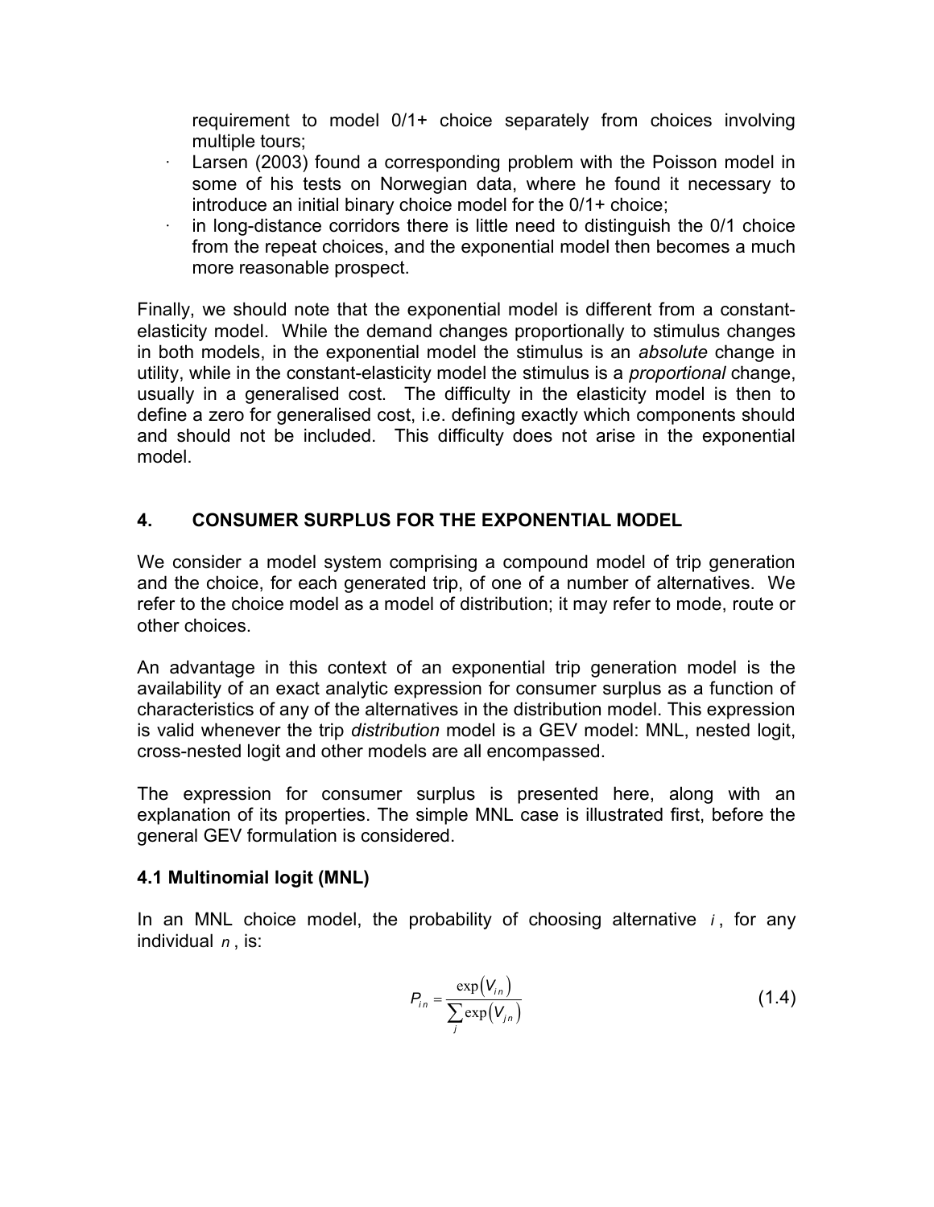requirement to model 0/1+ choice separately from choices involving multiple tours;

- Larsen (2003) found a corresponding problem with the Poisson model in some of his tests on Norwegian data, where he found it necessary to introduce an initial binary choice model for the 0/1+ choice;
- in long-distance corridors there is little need to distinguish the 0/1 choice from the repeat choices, and the exponential model then becomes a much more reasonable prospect.

Finally, we should note that the exponential model is different from a constant-elasticity model. While the demand changes proportionally to stimulus changes in both models, in the exponential model the stimulus is an *absolute* change in utility, while in the constant-elasticity model the stimulus is a *proportional* change, usually in a generalised cost. The difficulty in the elasticity model is then to define a zero for generalised cost, i.e. defining exactly which components should and should not be included. This difficulty does not arise in the exponential model.

## 4. CONSUMER SURPLUS FOR THE EXPONENTIAL MODEL

We consider a model system comprising a compound model of trip generation and the choice, for each generated trip, of one of a number of alternatives. We refer to the choice model as a model of distribution; it may refer to mode, route or other choices.

An advantage in this context of an exponential trip generation model is the availability of an exact analytic expression for consumer surplus as a function of characteristics of any of the alternatives in the distribution model. This expression is valid whenever the trip *distribution* model is a GEV model: MNL, nested logit, cross-nested logit and other models are all encompassed.

The expression for consumer surplus is presented here, along with an explanation of its properties. The simple MNL case is illustrated first, before the general GEV formulation is considered.

### 4.1 Multinomial logit (MNL)

In an MNL choice model, the probability of choosing alternative $i$, for any individual $n$, is:

$$P_{in} = \frac{\exp\left(V_{in}\right)}{\sum_{j}\exp\left(V_{jn}\right)} \tag{1.4}$$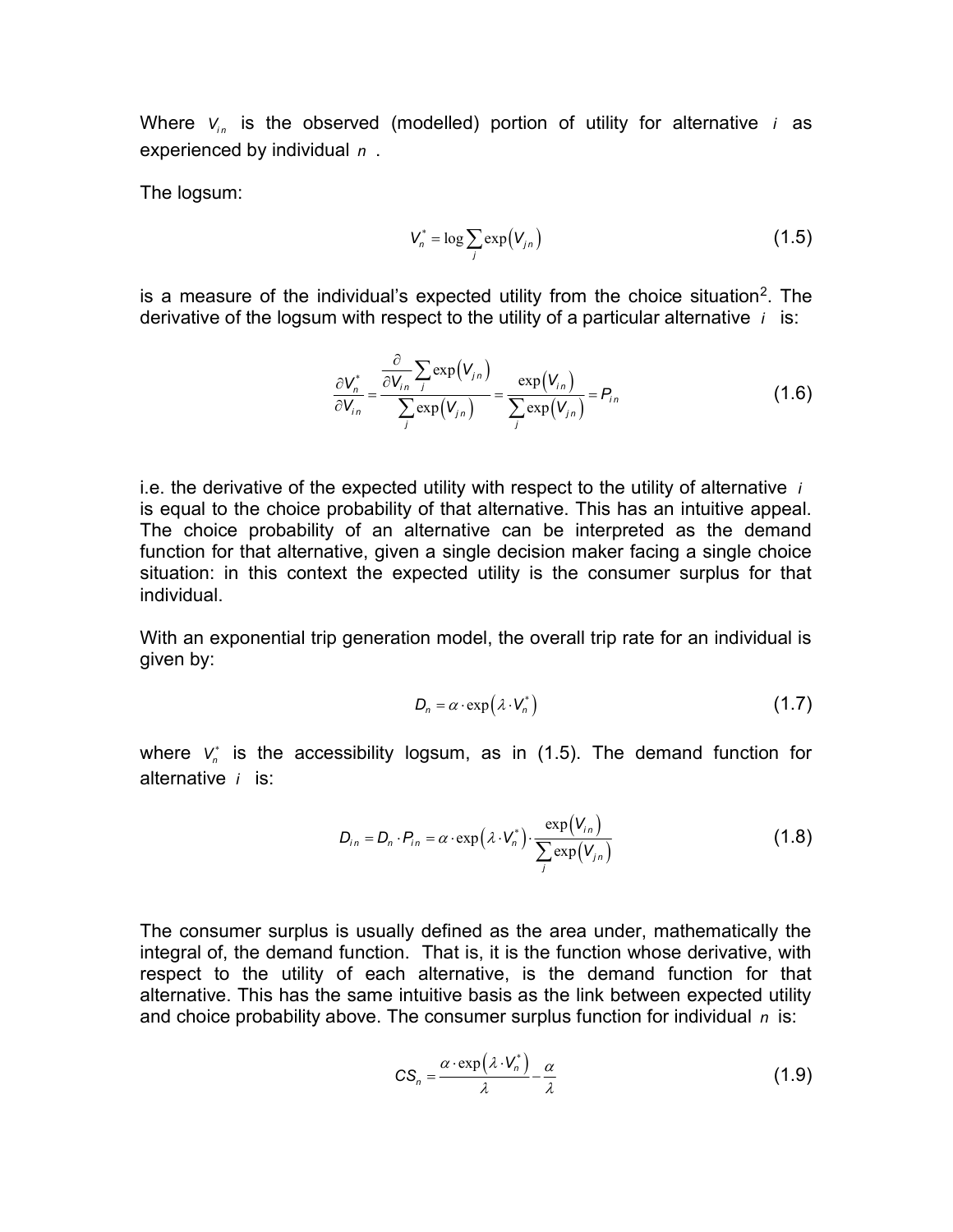Where $V_{in}$ is the observed (modelled) portion of utility for alternative $i$ as experienced by individual $n$ .

The logsum:

$$V_n^* = \log \sum_j \exp\left(V_{jn}\right) \tag{1.5}$$

is a measure of the individual's expected utility from the choice situation[2]. The derivative of the logsum with respect to the utility of a particular alternative $i$ is:

$$\frac{\partial V_n^*}{\partial V_{in}} = \frac{\frac{\partial}{\partial V_{in}} \sum_j \exp\left(V_{jn}\right)}{\sum_j \exp\left(V_{jn}\right)} = \frac{\exp\left(V_{in}\right)}{\sum_j \exp\left(V_{jn}\right)} = P_{in} \tag{1.6}$$

i.e. the derivative of the expected utility with respect to the utility of alternative $i$ is equal to the choice probability of that alternative. This has an intuitive appeal. The choice probability of an alternative can be interpreted as the demand function for that alternative, given a single decision maker facing a single choice situation: in this context the expected utility is the consumer surplus for that individual.

With an exponential trip generation model, the overall trip rate for an individual is given by:

$$D_n = \alpha \cdot \exp\left(\lambda \cdot V_n^*\right) \tag{1.7}$$

where $V_n^*$ is the accessibility logsum, as in (1.5). The demand function for alternative $i$ is:

$$D_{in} = D_n \cdot P_{in} = \alpha \cdot \exp\left(\lambda \cdot V_n^*\right) \cdot \frac{\exp\left(V_{in}\right)}{\sum_j \exp\left(V_{jn}\right)} \tag{1.8}$$

The consumer surplus is usually defined as the area under, mathematically the integral of, the demand function. That is, it is the function whose derivative, with respect to the utility of each alternative, is the demand function for that alternative. This has the same intuitive basis as the link between expected utility and choice probability above. The consumer surplus function for individual $n$ is:

$$CS_n = \frac{\alpha \cdot \exp\left(\lambda \cdot V_n^*\right)}{\lambda} - \frac{\alpha}{\lambda} \tag{1.9}$$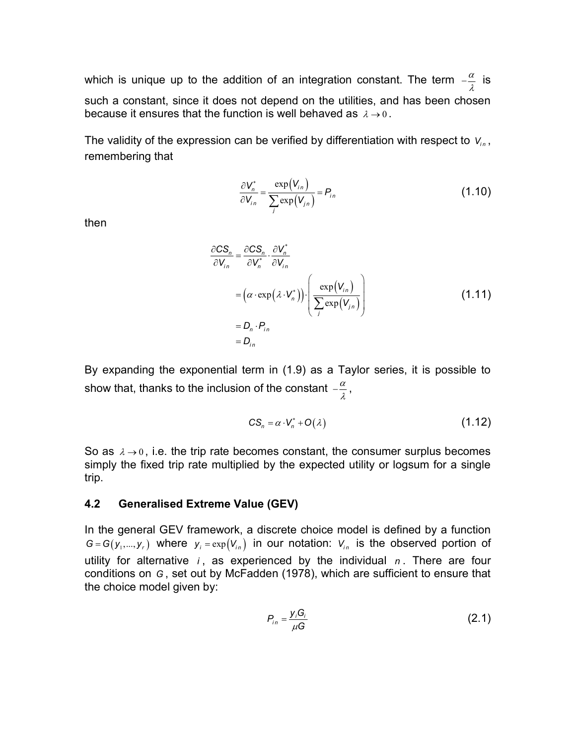which is unique up to the addition of an integration constant. The term $-\frac{\alpha}{\lambda}$ is such a constant, since it does not depend on the utilities, and has been chosen because it ensures that the function is well behaved as $\lambda \to 0$.

The validity of the expression can be verified by differentiation with respect to $V_{in}$, remembering that

$$\frac{\partial V_n^*}{\partial V_{in}} = \frac{\exp(V_{in})}{\sum_j \exp(V_{jn})} = P_{in} \tag{1.10}$$

then

$$\begin{aligned}
\frac{\partial CS_n}{\partial V_{in}} &= \frac{\partial CS_n}{\partial V_n^*} \cdot \frac{\partial V_n^*}{\partial V_{in}} \\
&= \left(\alpha \cdot \exp(\lambda \cdot V_n^*)\right) \cdot \left( \frac{\exp(V_{in})}{\sum_j \exp(V_{jn})} \right) \\
&= D_n \cdot P_{in} \\
&= D_{in}
\end{aligned} \tag{1.11}$$

By expanding the exponential term in (1.9) as a Taylor series, it is possible to show that, thanks to the inclusion of the constant $-\frac{\alpha}{\lambda}$,

$$CS_n = \alpha \cdot V_n^* + O(\lambda) \tag{1.12}$$

So as $\lambda \to 0$, i.e. the trip rate becomes constant, the consumer surplus becomes simply the fixed trip rate multiplied by the expected utility or logsum for a single trip.

### 4.2 Generalised Extreme Value (GEV)

In the general GEV framework, a discrete choice model is defined by a function $G = G(y_1, ..., y_r)$ where $y_i = \exp(V_{in})$ in our notation: $V_{in}$ is the observed portion of utility for alternative $i$, as experienced by the individual $n$. There are four conditions on $G$, set out by McFadden (1978), which are sufficient to ensure that the choice model given by:

$$P_{in} = \frac{y_i G_i}{\mu G} \tag{2.1}$$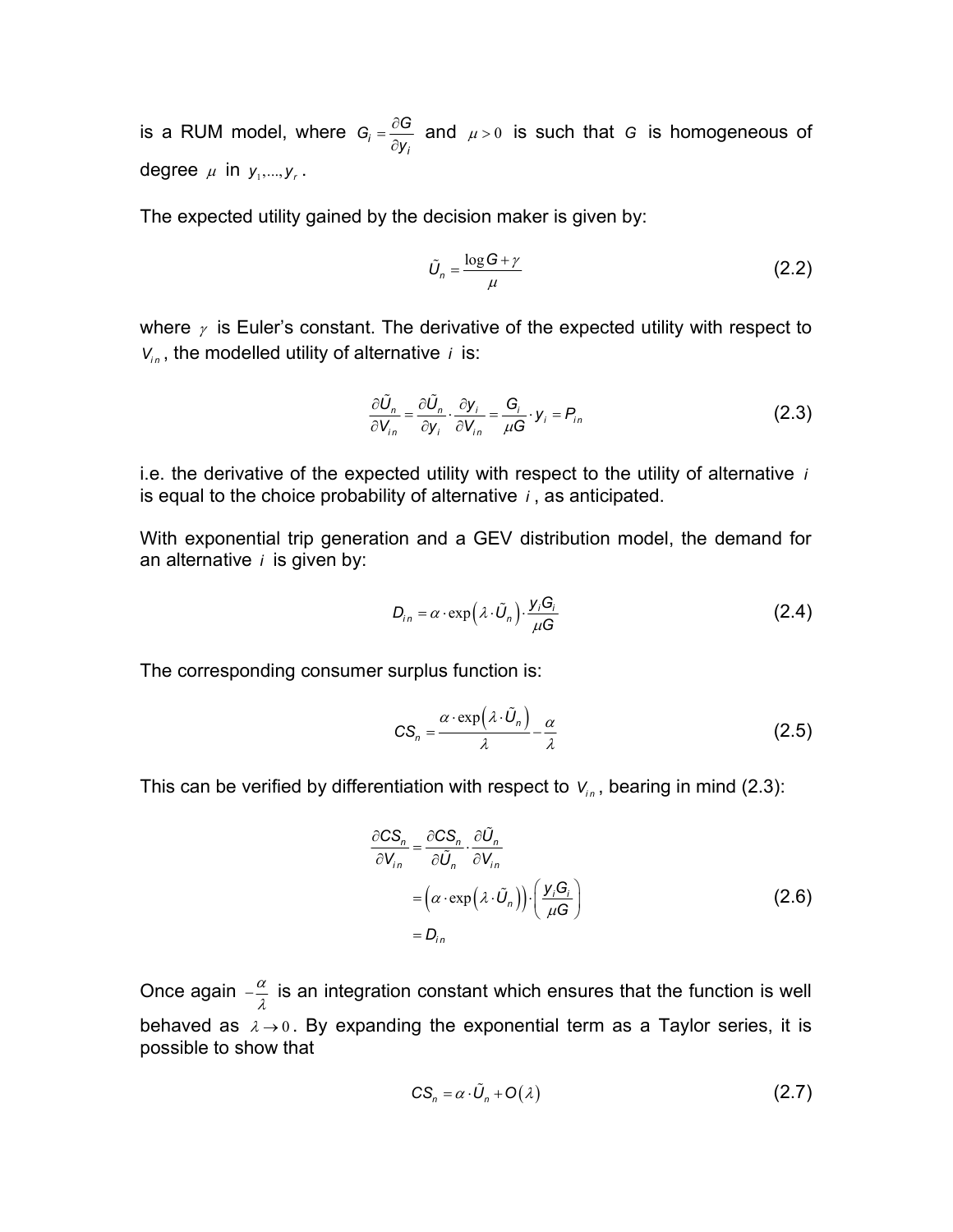is a RUM model, where $G_i = \dfrac{\partial G}{\partial y_i}$ and $\mu > 0$ is such that $G$ is homogeneous of degree $\mu$ in $y_1, \ldots, y_r$.

The expected utility gained by the decision maker is given by:

$$\tilde{U}_n = \frac{\log G + \gamma}{\mu} \tag{2.2}$$

where $\gamma$ is Euler's constant. The derivative of the expected utility with respect to $V_{in}$, the modelled utility of alternative $i$ is:

$$\frac{\partial \tilde{U}_n}{\partial V_{in}} = \frac{\partial \tilde{U}_n}{\partial y_i} \cdot \frac{\partial y_i}{\partial V_{in}} = \frac{G_i}{\mu G} \cdot y_i = P_{in} \tag{2.3}$$

i.e. the derivative of the expected utility with respect to the utility of alternative $i$ is equal to the choice probability of alternative $i$, as anticipated.

With exponential trip generation and a GEV distribution model, the demand for an alternative $i$ is given by:

$$D_{in} = \alpha \cdot \exp\left(\lambda \cdot \tilde{U}_n\right) \cdot \frac{y_i G_i}{\mu G} \tag{2.4}$$

The corresponding consumer surplus function is:

$$CS_n = \frac{\alpha \cdot \exp\left(\lambda \cdot \tilde{U}_n\right)}{\lambda} - \frac{\alpha}{\lambda} \tag{2.5}$$

This can be verified by differentiation with respect to $V_{in}$, bearing in mind (2.3):

$$\begin{aligned} \frac{\partial CS_n}{\partial V_{in}} &= \frac{\partial CS_n}{\partial \tilde{U}_n} \cdot \frac{\partial \tilde{U}_n}{\partial V_{in}} \\ &= \left(\alpha \cdot \exp\left(\lambda \cdot \tilde{U}_n\right)\right) \cdot \left(\frac{y_i G_i}{\mu G}\right) \\ &= D_{in} \end{aligned} \tag{2.6}$$

Once again $-\dfrac{\alpha}{\lambda}$ is an integration constant which ensures that the function is well behaved as $\lambda \to 0$. By expanding the exponential term as a Taylor series, it is possible to show that

$$CS_n = \alpha \cdot \tilde{U}_n + O(\lambda) \tag{2.7}$$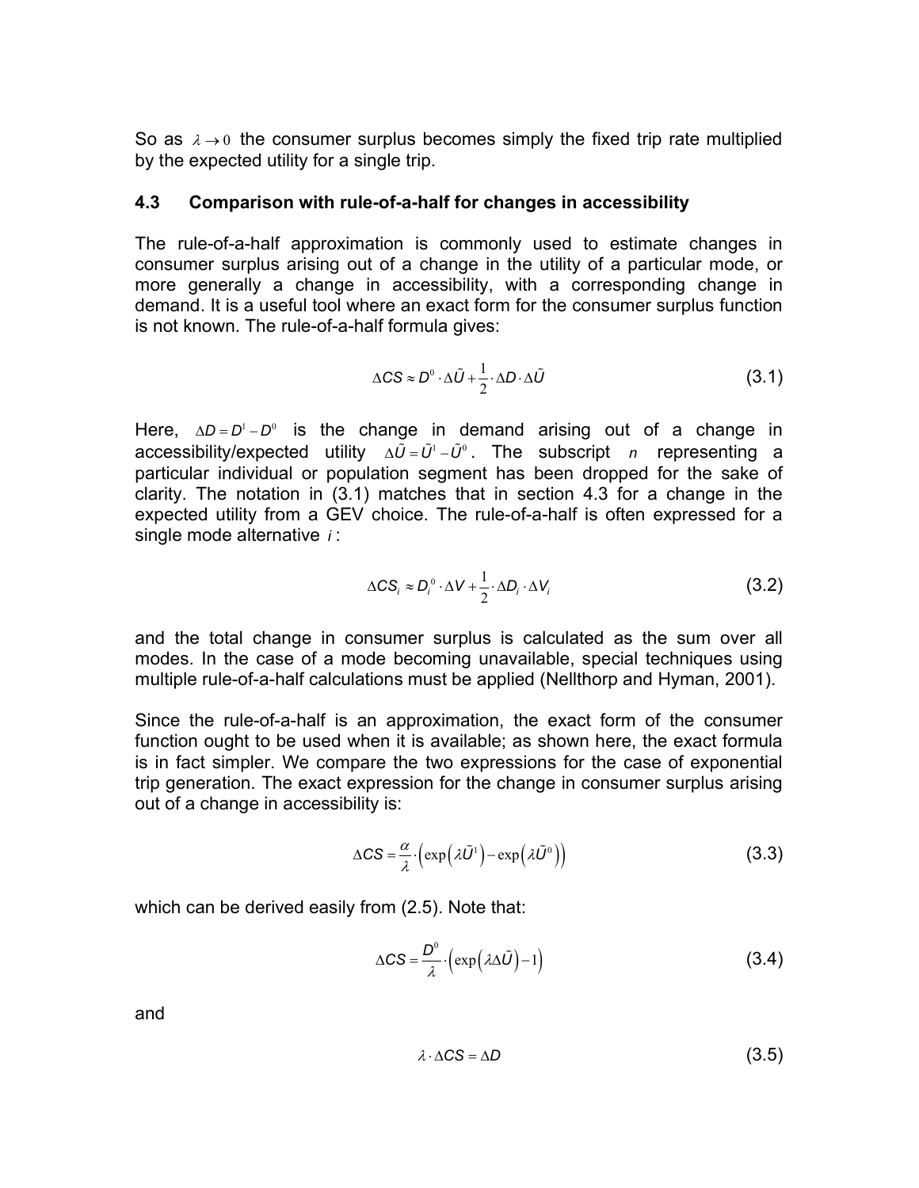So as $\lambda \to 0$ the consumer surplus becomes simply the fixed trip rate multiplied by the expected utility for a single trip.

### 4.3 Comparison with rule-of-a-half for changes in accessibility

The rule-of-a-half approximation is commonly used to estimate changes in consumer surplus arising out of a change in the utility of a particular mode, or more generally a change in accessibility, with a corresponding change in demand. It is a useful tool where an exact form for the consumer surplus function is not known. The rule-of-a-half formula gives:

$$\Delta CS \approx D^0 \cdot \Delta\tilde{U} + \frac{1}{2} \cdot \Delta D \cdot \Delta\tilde{U} \tag{3.1}$$

Here, $\Delta D = D^1 - D^0$ is the change in demand arising out of a change in accessibility/expected utility $\Delta\tilde{U} = \tilde{U}^1 - \tilde{U}^0$. The subscript $n$ representing a particular individual or population segment has been dropped for the sake of clarity. The notation in (3.1) matches that in section 4.3 for a change in the expected utility from a GEV choice. The rule-of-a-half is often expressed for a single mode alternative $i$:

$$\Delta CS_i \approx D_i^0 \cdot \Delta V + \frac{1}{2} \cdot \Delta D_i \cdot \Delta V_i \tag{3.2}$$

and the total change in consumer surplus is calculated as the sum over all modes. In the case of a mode becoming unavailable, special techniques using multiple rule-of-a-half calculations must be applied (Nellthorp and Hyman, 2001).

Since the rule-of-a-half is an approximation, the exact form of the consumer function ought to be used when it is available; as shown here, the exact formula is in fact simpler. We compare the two expressions for the case of exponential trip generation. The exact expression for the change in consumer surplus arising out of a change in accessibility is:

$$\Delta CS = \frac{\alpha}{\lambda} \cdot \left( \exp\left(\lambda \tilde{U}^1\right) - \exp\left(\lambda \tilde{U}^0\right) \right) \tag{3.3}$$

which can be derived easily from (2.5). Note that:

$$\Delta CS = \frac{D^0}{\lambda} \cdot \left( \exp\left(\lambda \Delta\tilde{U}\right) - 1 \right) \tag{3.4}$$

and

$$\lambda \cdot \Delta CS = \Delta D \tag{3.5}$$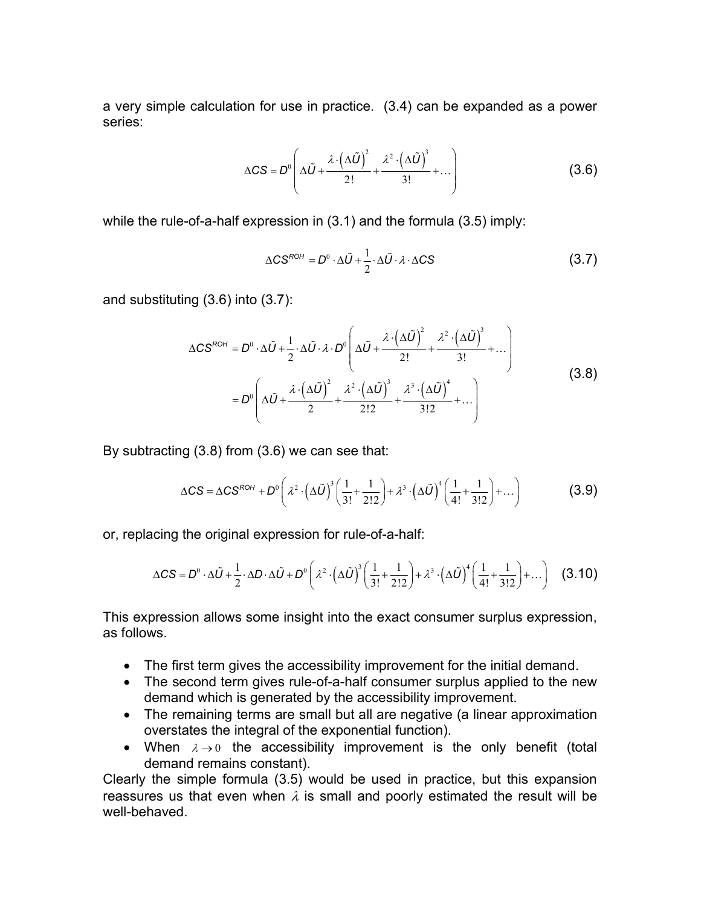a very simple calculation for use in practice. (3.4) can be expanded as a power series:

$$\Delta CS = D^0 \left( \Delta\tilde{U} + \frac{\lambda \cdot \left(\Delta\tilde{U}\right)^2}{2!} + \frac{\lambda^2 \cdot \left(\Delta\tilde{U}\right)^3}{3!} + \ldots \right) \tag{3.6}$$

while the rule-of-a-half expression in (3.1) and the formula (3.5) imply:

$$\Delta CS^{ROH} = D^0 \cdot \Delta\tilde{U} + \frac{1}{2} \cdot \Delta\tilde{U} \cdot \lambda \cdot \Delta CS \tag{3.7}$$

and substituting (3.6) into (3.7):

$$\begin{aligned}\Delta CS^{ROH} &= D^0 \cdot \Delta\tilde{U} + \frac{1}{2} \cdot \Delta\tilde{U} \cdot \lambda \cdot D^0 \left( \Delta\tilde{U} + \frac{\lambda \cdot \left(\Delta\tilde{U}\right)^2}{2!} + \frac{\lambda^2 \cdot \left(\Delta\tilde{U}\right)^3}{3!} + \ldots \right) \\ &= D^0 \left( \Delta\tilde{U} + \frac{\lambda \cdot \left(\Delta\tilde{U}\right)^2}{2} + \frac{\lambda^2 \cdot \left(\Delta\tilde{U}\right)^3}{2!2} + \frac{\lambda^3 \cdot \left(\Delta\tilde{U}\right)^4}{3!2} + \ldots \right)\end{aligned} \tag{3.8}$$

By subtracting (3.8) from (3.6) we can see that:

$$\Delta CS = \Delta CS^{ROH} + D^0 \left( \lambda^2 \cdot \left(\Delta\tilde{U}\right)^3 \left( \frac{1}{3!} + \frac{1}{2!2} \right) + \lambda^3 \cdot \left(\Delta\tilde{U}\right)^4 \left( \frac{1}{4!} + \frac{1}{3!2} \right) + \ldots \right) \tag{3.9}$$

or, replacing the original expression for rule-of-a-half:

$$\Delta CS = D^0 \cdot \Delta\tilde{U} + \frac{1}{2} \cdot \Delta D \cdot \Delta\tilde{U} + D^0 \left( \lambda^2 \cdot \left(\Delta\tilde{U}\right)^3 \left( \frac{1}{3!} + \frac{1}{2!2} \right) + \lambda^3 \cdot \left(\Delta\tilde{U}\right)^4 \left( \frac{1}{4!} + \frac{1}{3!2} \right) + \ldots \right) \tag{3.10}$$

This expression allows some insight into the exact consumer surplus expression, as follows.

- The first term gives the accessibility improvement for the initial demand.
- The second term gives rule-of-a-half consumer surplus applied to the new demand which is generated by the accessibility improvement.
- The remaining terms are small but all are negative (a linear approximation overstates the integral of the exponential function).
- When $\lambda \to 0$ the accessibility improvement is the only benefit (total demand remains constant).

Clearly the simple formula (3.5) would be used in practice, but this expansion reassures us that even when $\lambda$ is small and poorly estimated the result will be well-behaved.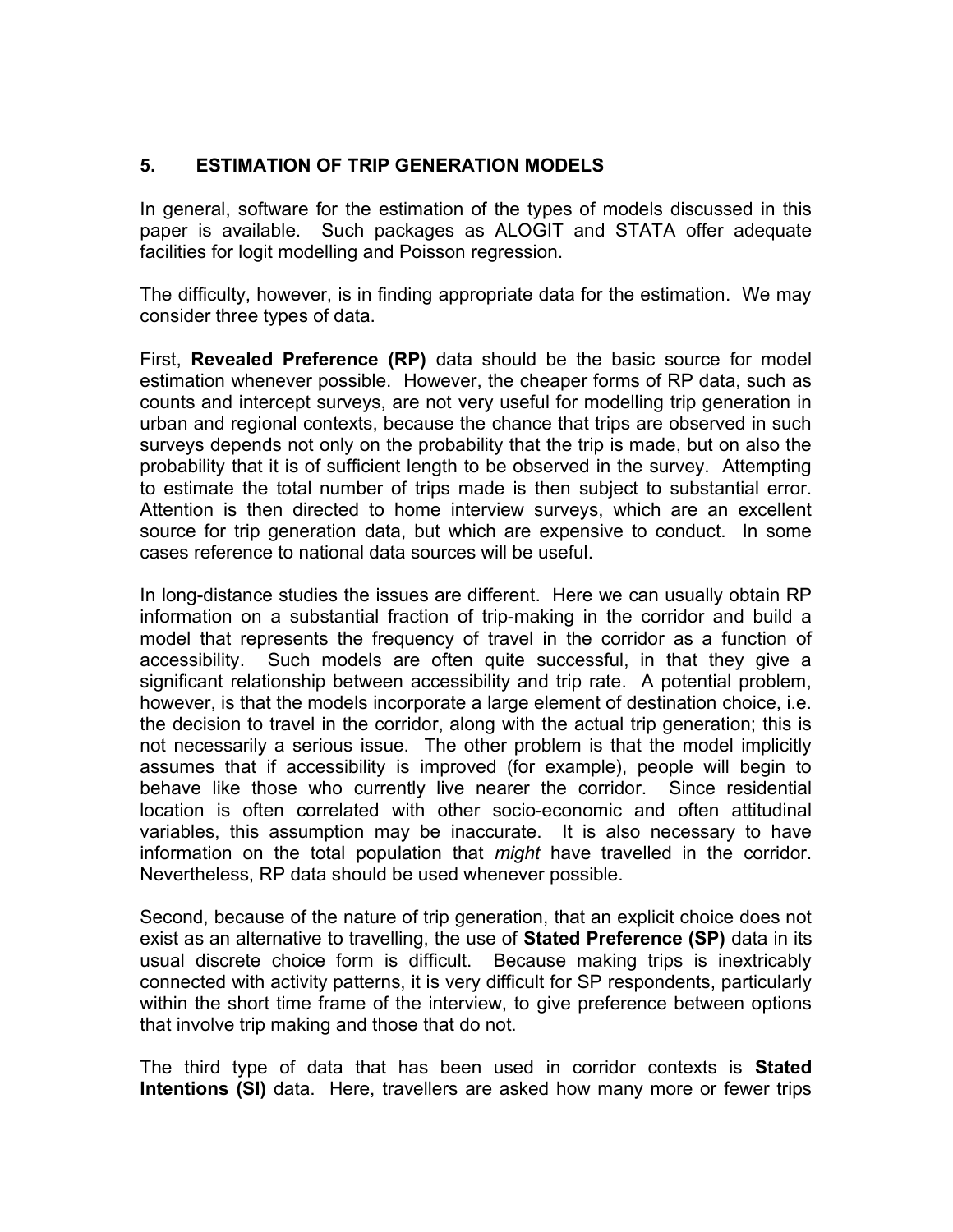## 5. ESTIMATION OF TRIP GENERATION MODELS

In general, software for the estimation of the types of models discussed in this paper is available. Such packages as ALOGIT and STATA offer adequate facilities for logit modelling and Poisson regression.

The difficulty, however, is in finding appropriate data for the estimation. We may consider three types of data.

First, **Revealed Preference (RP)** data should be the basic source for model estimation whenever possible. However, the cheaper forms of RP data, such as counts and intercept surveys, are not very useful for modelling trip generation in urban and regional contexts, because the chance that trips are observed in such surveys depends not only on the probability that the trip is made, but on also the probability that it is of sufficient length to be observed in the survey. Attempting to estimate the total number of trips made is then subject to substantial error. Attention is then directed to home interview surveys, which are an excellent source for trip generation data, but which are expensive to conduct. In some cases reference to national data sources will be useful.

In long-distance studies the issues are different. Here we can usually obtain RP information on a substantial fraction of trip-making in the corridor and build a model that represents the frequency of travel in the corridor as a function of accessibility. Such models are often quite successful, in that they give a significant relationship between accessibility and trip rate. A potential problem, however, is that the models incorporate a large element of destination choice, i.e. the decision to travel in the corridor, along with the actual trip generation; this is not necessarily a serious issue. The other problem is that the model implicitly assumes that if accessibility is improved (for example), people will begin to behave like those who currently live nearer the corridor. Since residential location is often correlated with other socio-economic and often attitudinal variables, this assumption may be inaccurate. It is also necessary to have information on the total population that *might* have travelled in the corridor. Nevertheless, RP data should be used whenever possible.

Second, because of the nature of trip generation, that an explicit choice does not exist as an alternative to travelling, the use of **Stated Preference (SP)** data in its usual discrete choice form is difficult. Because making trips is inextricably connected with activity patterns, it is very difficult for SP respondents, particularly within the short time frame of the interview, to give preference between options that involve trip making and those that do not.

The third type of data that has been used in corridor contexts is **Stated Intentions (SI)** data. Here, travellers are asked how many more or fewer trips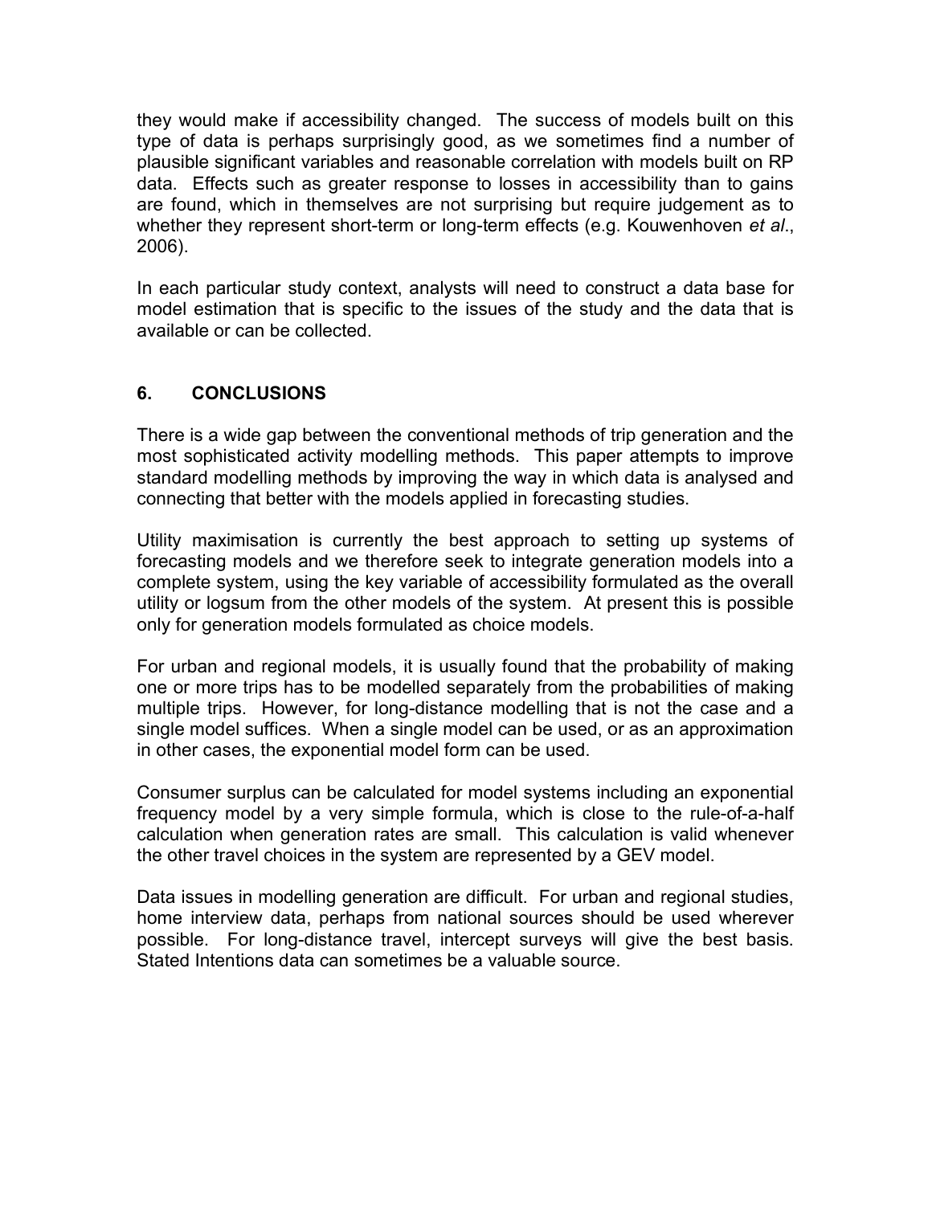they would make if accessibility changed. The success of models built on this type of data is perhaps surprisingly good, as we sometimes find a number of plausible significant variables and reasonable correlation with models built on RP data. Effects such as greater response to losses in accessibility than to gains are found, which in themselves are not surprising but require judgement as to whether they represent short-term or long-term effects (e.g. Kouwenhoven *et al*., 2006).

In each particular study context, analysts will need to construct a data base for model estimation that is specific to the issues of the study and the data that is available or can be collected.

## 6. CONCLUSIONS

There is a wide gap between the conventional methods of trip generation and the most sophisticated activity modelling methods. This paper attempts to improve standard modelling methods by improving the way in which data is analysed and connecting that better with the models applied in forecasting studies.

Utility maximisation is currently the best approach to setting up systems of forecasting models and we therefore seek to integrate generation models into a complete system, using the key variable of accessibility formulated as the overall utility or logsum from the other models of the system. At present this is possible only for generation models formulated as choice models.

For urban and regional models, it is usually found that the probability of making one or more trips has to be modelled separately from the probabilities of making multiple trips. However, for long-distance modelling that is not the case and a single model suffices. When a single model can be used, or as an approximation in other cases, the exponential model form can be used.

Consumer surplus can be calculated for model systems including an exponential frequency model by a very simple formula, which is close to the rule-of-a-half calculation when generation rates are small. This calculation is valid whenever the other travel choices in the system are represented by a GEV model.

Data issues in modelling generation are difficult. For urban and regional studies, home interview data, perhaps from national sources should be used wherever possible. For long-distance travel, intercept surveys will give the best basis. Stated Intentions data can sometimes be a valuable source.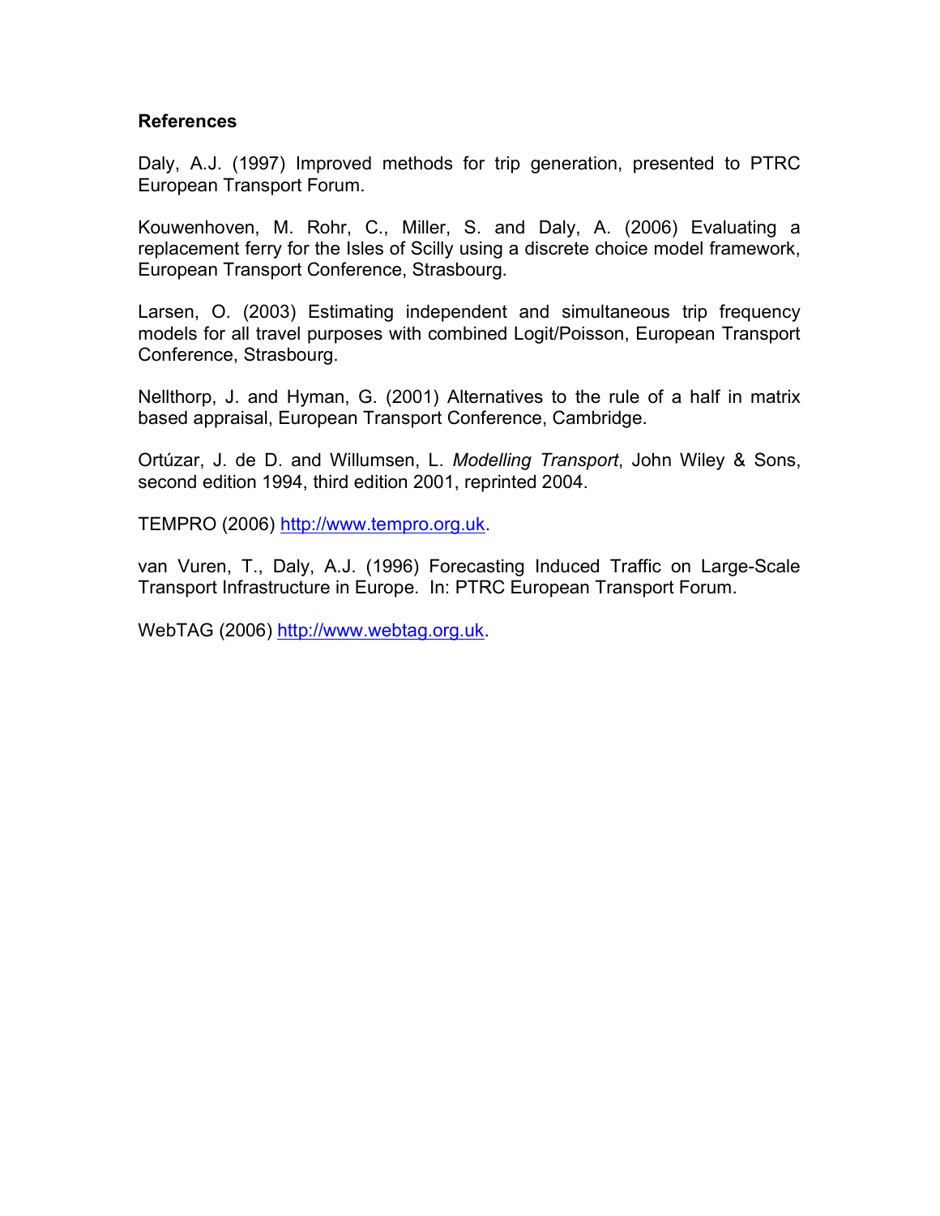## References

Daly, A.J. (1997) Improved methods for trip generation, presented to PTRC European Transport Forum.

Kouwenhoven, M. Rohr, C., Miller, S. and Daly, A. (2006) Evaluating a replacement ferry for the Isles of Scilly using a discrete choice model framework, European Transport Conference, Strasbourg.

Larsen, O. (2003) Estimating independent and simultaneous trip frequency models for all travel purposes with combined Logit/Poisson, European Transport Conference, Strasbourg.

Nellthorp, J. and Hyman, G. (2001) Alternatives to the rule of a half in matrix based appraisal, European Transport Conference, Cambridge.

Ortúzar, J. de D. and Willumsen, L. *Modelling Transport*, John Wiley & Sons, second edition 1994, third edition 2001, reprinted 2004.

TEMPRO (2006) http://www.tempro.org.uk.

van Vuren, T., Daly, A.J. (1996) Forecasting Induced Traffic on Large-Scale Transport Infrastructure in Europe. In: PTRC European Transport Forum.

WebTAG (2006) http://www.webtag.org.uk.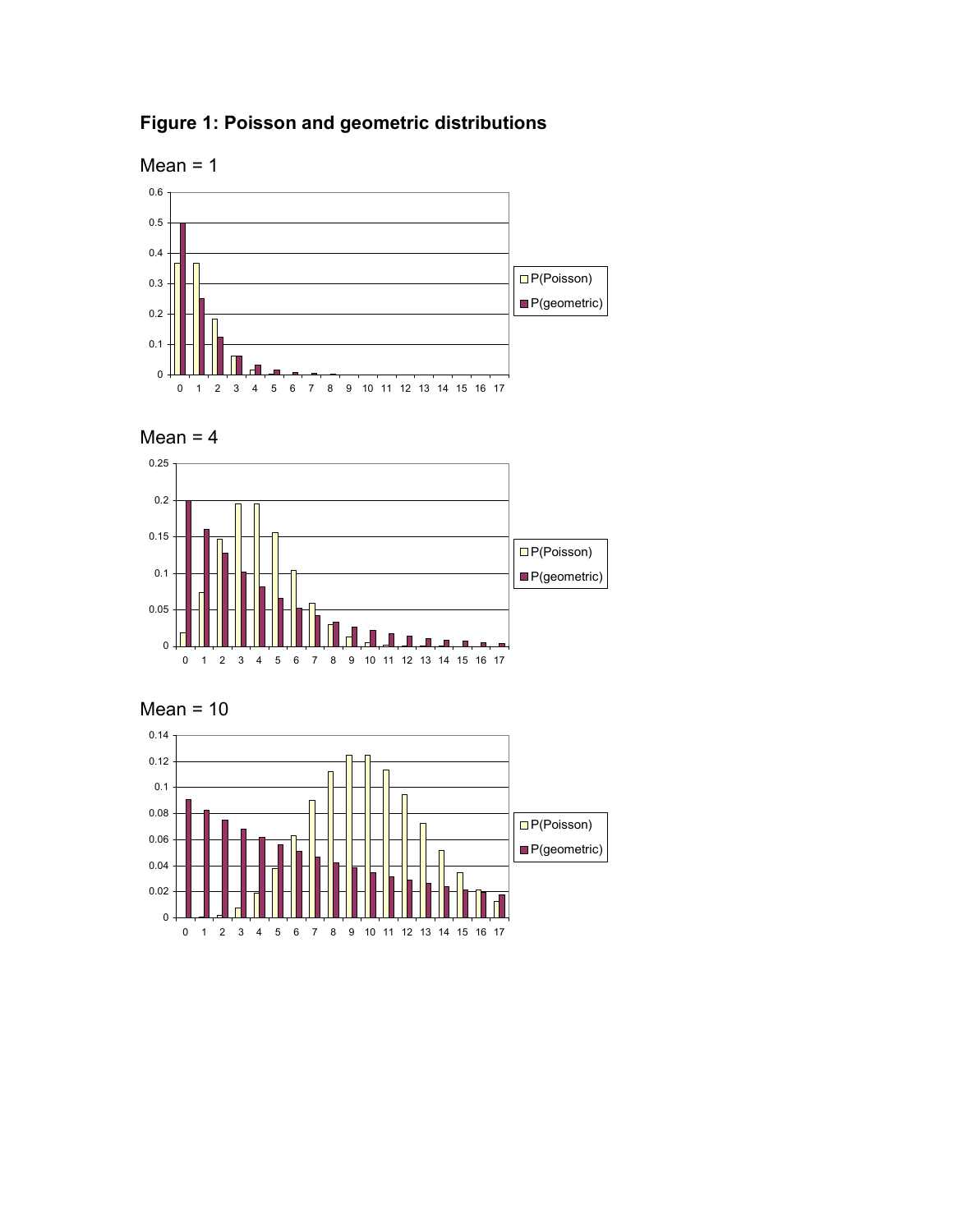**Figure 1: Poisson and geometric distributions**

Mean = 1

Mean = 4

Mean = 10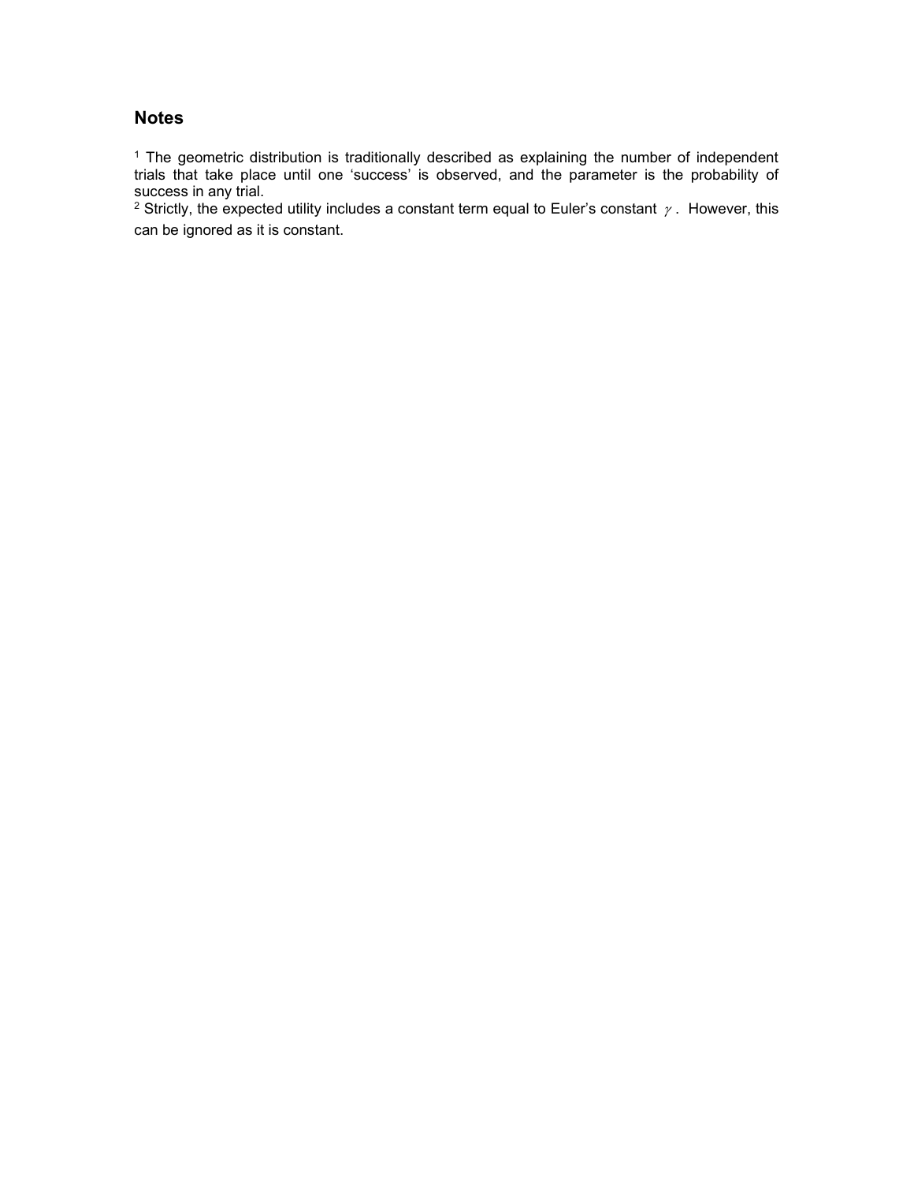## Notes

[1] The geometric distribution is traditionally described as explaining the number of independent trials that take place until one 'success' is observed, and the parameter is the probability of success in any trial.

[2] Strictly, the expected utility includes a constant term equal to Euler's constant $\gamma$. However, this can be ignored as it is constant.